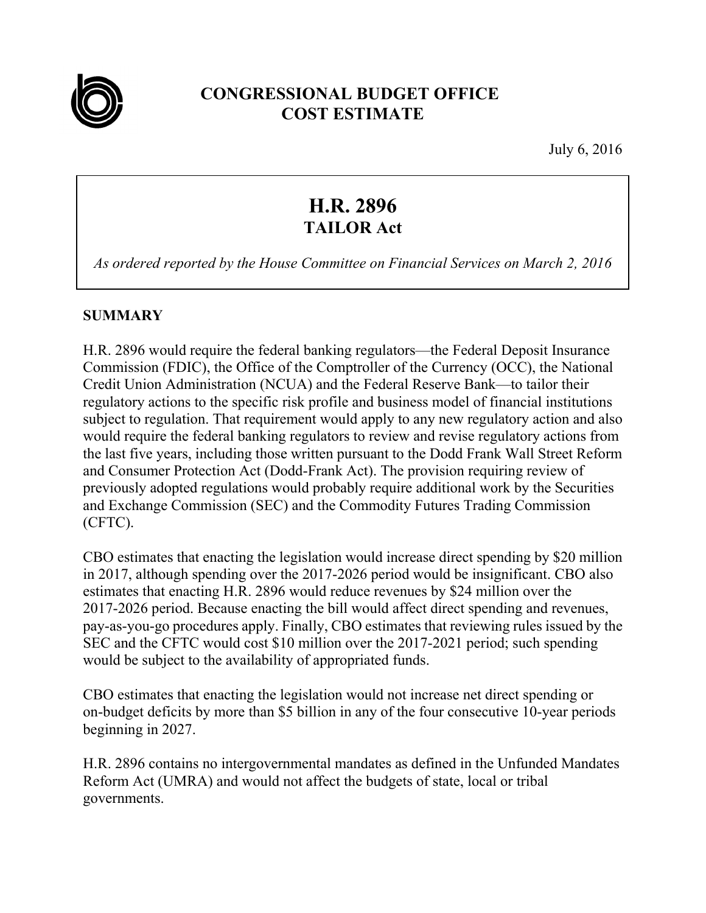# CONGRESSIONAL BUDGET OFFICE
# COST ESTIMATE

July 6, 2016

## H.R. 2896
### TAILOR Act

*As ordered reported by the House Committee on Financial Services on March 2, 2016*

## SUMMARY

H.R. 2896 would require the federal banking regulators—the Federal Deposit Insurance Commission (FDIC), the Office of the Comptroller of the Currency (OCC), the National Credit Union Administration (NCUA) and the Federal Reserve Bank—to tailor their regulatory actions to the specific risk profile and business model of financial institutions subject to regulation. That requirement would apply to any new regulatory action and also would require the federal banking regulators to review and revise regulatory actions from the last five years, including those written pursuant to the Dodd Frank Wall Street Reform and Consumer Protection Act (Dodd-Frank Act). The provision requiring review of previously adopted regulations would probably require additional work by the Securities and Exchange Commission (SEC) and the Commodity Futures Trading Commission (CFTC).

CBO estimates that enacting the legislation would increase direct spending by $20 million in 2017, although spending over the 2017-2026 period would be insignificant. CBO also estimates that enacting H.R. 2896 would reduce revenues by $24 million over the 2017-2026 period. Because enacting the bill would affect direct spending and revenues, pay-as-you-go procedures apply. Finally, CBO estimates that reviewing rules issued by the SEC and the CFTC would cost $10 million over the 2017-2021 period; such spending would be subject to the availability of appropriated funds.

CBO estimates that enacting the legislation would not increase net direct spending or on-budget deficits by more than $5 billion in any of the four consecutive 10-year periods beginning in 2027.

H.R. 2896 contains no intergovernmental mandates as defined in the Unfunded Mandates Reform Act (UMRA) and would not affect the budgets of state, local or tribal governments.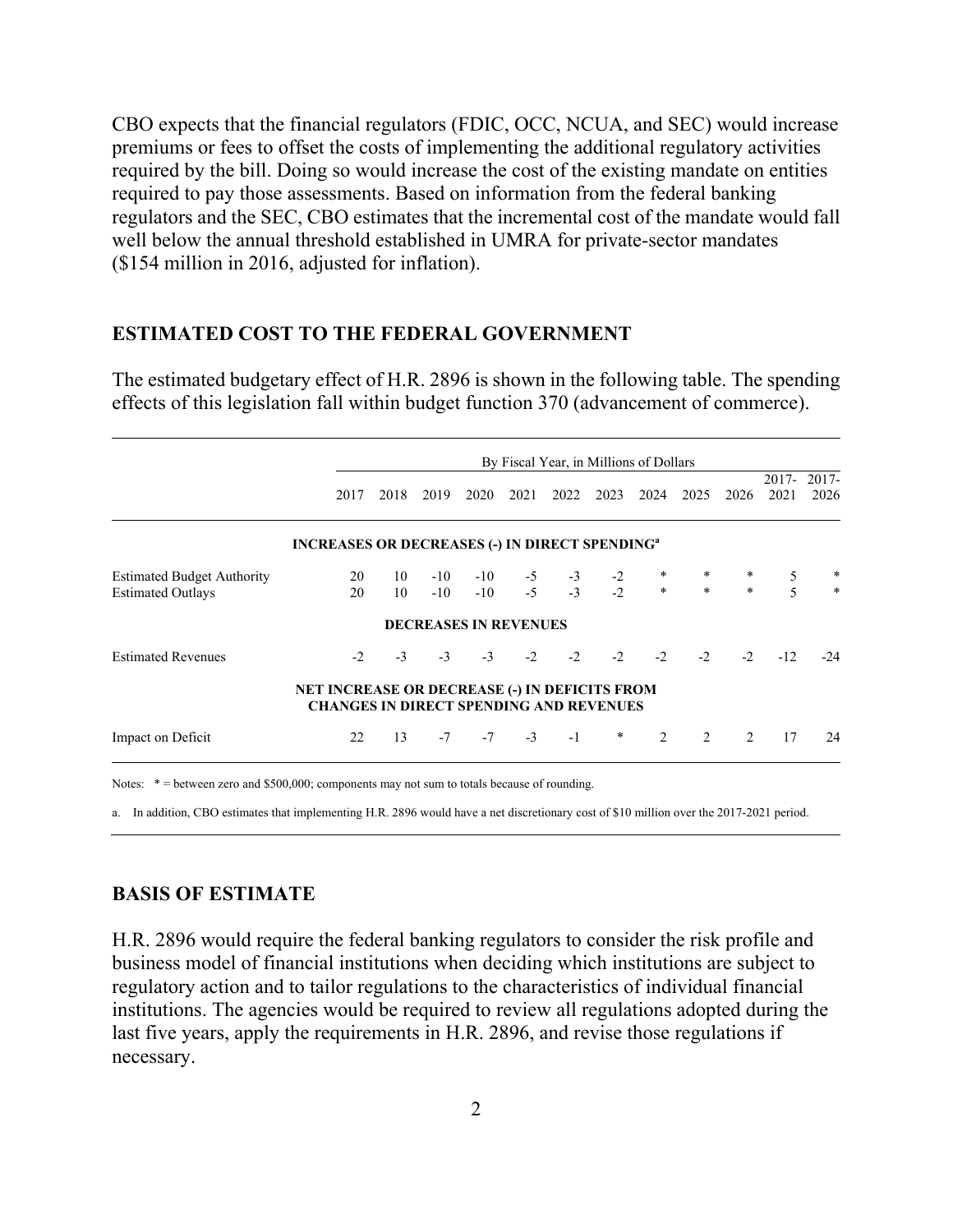CBO expects that the financial regulators (FDIC, OCC, NCUA, and SEC) would increase premiums or fees to offset the costs of implementing the additional regulatory activities required by the bill. Doing so would increase the cost of the existing mandate on entities required to pay those assessments. Based on information from the federal banking regulators and the SEC, CBO estimates that the incremental cost of the mandate would fall well below the annual threshold established in UMRA for private-sector mandates ($154 million in 2016, adjusted for inflation).

## ESTIMATED COST TO THE FEDERAL GOVERNMENT

The estimated budgetary effect of H.R. 2896 is shown in the following table. The spending effects of this legislation fall within budget function 370 (advancement of commerce).

| | By Fiscal Year, in Millions of Dollars | | | | | | | | | | | |
|---|---|---|---|---|---|---|---|---|---|---|---|---|
| | 2017 | 2018 | 2019 | 2020 | 2021 | 2022 | 2023 | 2024 | 2025 | 2026 | 2017-2021 | 2017-2026 |
| **INCREASES OR DECREASES (-) IN DIRECT SPENDING[a]** | | | | | | | | | | | | |
| Estimated Budget Authority | 20 | 10 | -10 | -10 | -5 | -3 | -2 | * | * | * | 5 | * |
| Estimated Outlays | 20 | 10 | -10 | -10 | -5 | -3 | -2 | * | * | * | 5 | * |
| **DECREASES IN REVENUES** | | | | | | | | | | | | |
| Estimated Revenues | -2 | -3 | -3 | -3 | -2 | -2 | -2 | -2 | -2 | -2 | -12 | -24 |
| **NET INCREASE OR DECREASE (-) IN DEFICITS FROM CHANGES IN DIRECT SPENDING AND REVENUES** | | | | | | | | | | | | |
| Impact on Deficit | 22 | 13 | -7 | -7 | -3 | -1 | * | 2 | 2 | 2 | 17 | 24 |

Notes: * = between zero and $500,000; components may not sum to totals because of rounding.

a. In addition, CBO estimates that implementing H.R. 2896 would have a net discretionary cost of $10 million over the 2017-2021 period.

## BASIS OF ESTIMATE

H.R. 2896 would require the federal banking regulators to consider the risk profile and business model of financial institutions when deciding which institutions are subject to regulatory action and to tailor regulations to the characteristics of individual financial institutions. The agencies would be required to review all regulations adopted during the last five years, apply the requirements in H.R. 2896, and revise those regulations if necessary.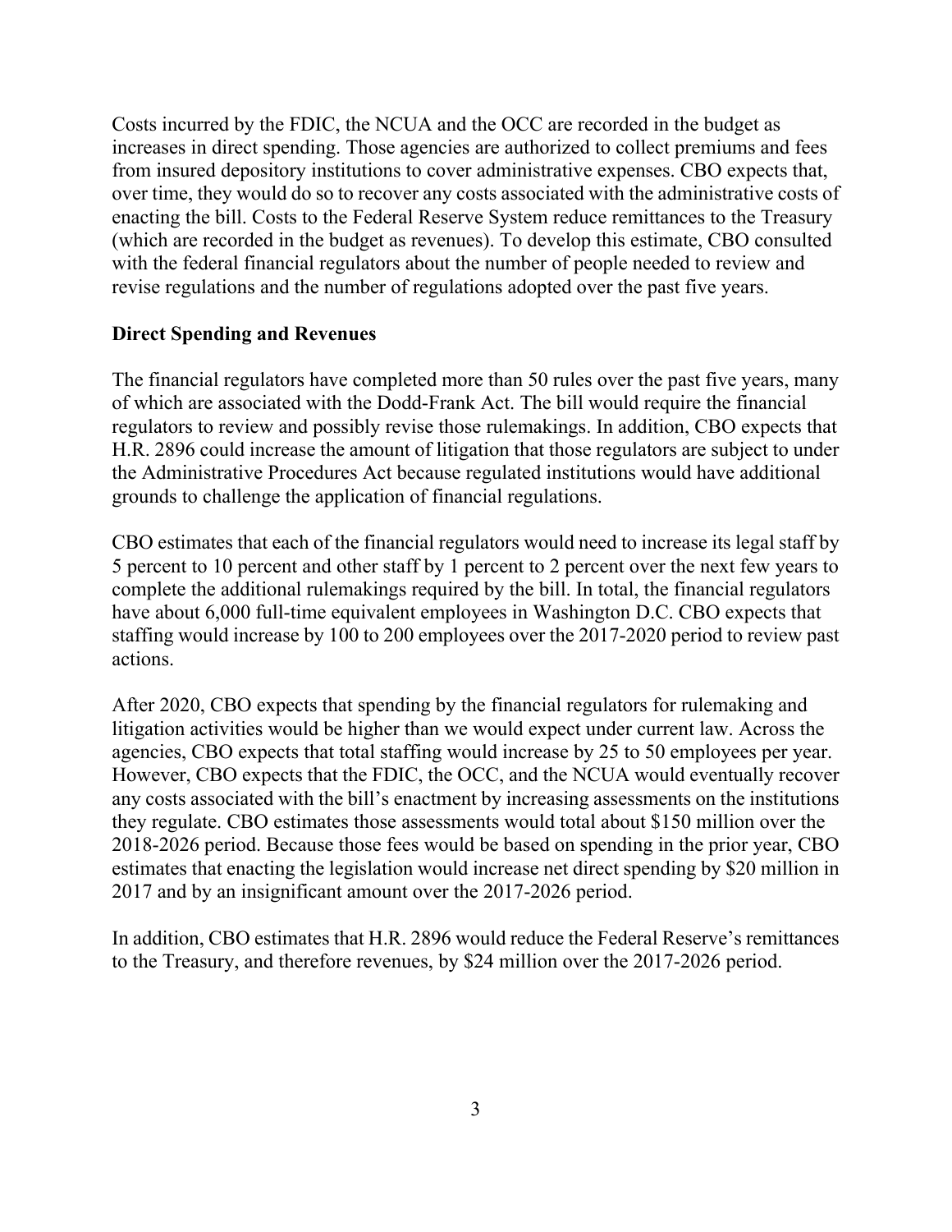Costs incurred by the FDIC, the NCUA and the OCC are recorded in the budget as increases in direct spending. Those agencies are authorized to collect premiums and fees from insured depository institutions to cover administrative expenses. CBO expects that, over time, they would do so to recover any costs associated with the administrative costs of enacting the bill. Costs to the Federal Reserve System reduce remittances to the Treasury (which are recorded in the budget as revenues). To develop this estimate, CBO consulted with the federal financial regulators about the number of people needed to review and revise regulations and the number of regulations adopted over the past five years.

**Direct Spending and Revenues**

The financial regulators have completed more than 50 rules over the past five years, many of which are associated with the Dodd-Frank Act. The bill would require the financial regulators to review and possibly revise those rulemakings. In addition, CBO expects that H.R. 2896 could increase the amount of litigation that those regulators are subject to under the Administrative Procedures Act because regulated institutions would have additional grounds to challenge the application of financial regulations.

CBO estimates that each of the financial regulators would need to increase its legal staff by 5 percent to 10 percent and other staff by 1 percent to 2 percent over the next few years to complete the additional rulemakings required by the bill. In total, the financial regulators have about 6,000 full-time equivalent employees in Washington D.C. CBO expects that staffing would increase by 100 to 200 employees over the 2017-2020 period to review past actions.

After 2020, CBO expects that spending by the financial regulators for rulemaking and litigation activities would be higher than we would expect under current law. Across the agencies, CBO expects that total staffing would increase by 25 to 50 employees per year. However, CBO expects that the FDIC, the OCC, and the NCUA would eventually recover any costs associated with the bill's enactment by increasing assessments on the institutions they regulate. CBO estimates those assessments would total about $150 million over the 2018-2026 period. Because those fees would be based on spending in the prior year, CBO estimates that enacting the legislation would increase net direct spending by $20 million in 2017 and by an insignificant amount over the 2017-2026 period.

In addition, CBO estimates that H.R. 2896 would reduce the Federal Reserve's remittances to the Treasury, and therefore revenues, by $24 million over the 2017-2026 period.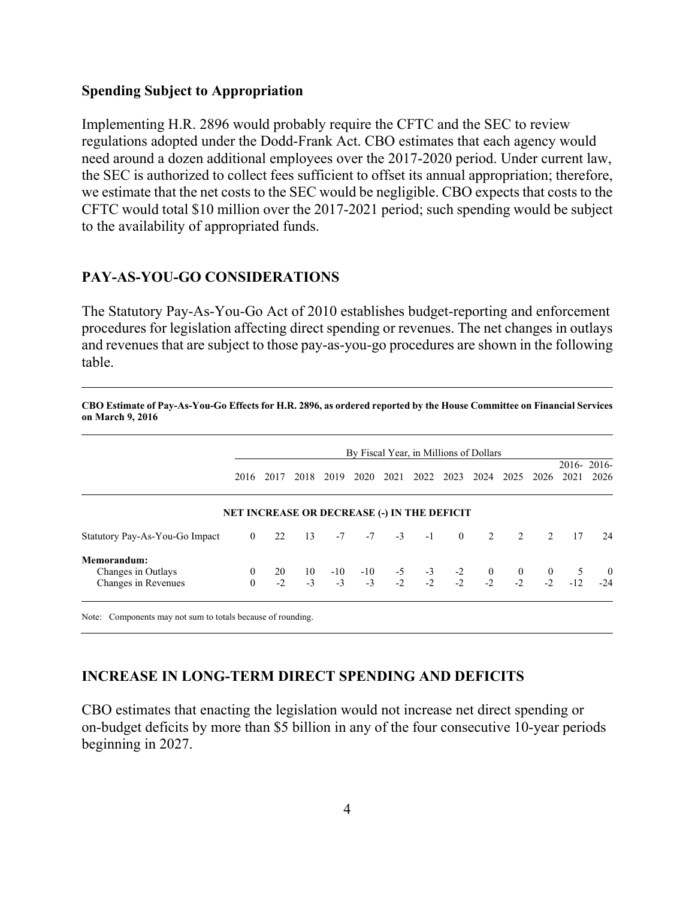### Spending Subject to Appropriation

Implementing H.R. 2896 would probably require the CFTC and the SEC to review regulations adopted under the Dodd-Frank Act. CBO estimates that each agency would need around a dozen additional employees over the 2017-2020 period. Under current law, the SEC is authorized to collect fees sufficient to offset its annual appropriation; therefore, we estimate that the net costs to the SEC would be negligible. CBO expects that costs to the CFTC would total $10 million over the 2017-2021 period; such spending would be subject to the availability of appropriated funds.

## PAY-AS-YOU-GO CONSIDERATIONS

The Statutory Pay-As-You-Go Act of 2010 establishes budget-reporting and enforcement procedures for legislation affecting direct spending or revenues. The net changes in outlays and revenues that are subject to those pay-as-you-go procedures are shown in the following table.

**CBO Estimate of Pay-As-You-Go Effects for H.R. 2896, as ordered reported by the House Committee on Financial Services on March 9, 2016**

| | By Fiscal Year, in Millions of Dollars | | | | | | | | | | | | |
|---|---|---|---|---|---|---|---|---|---|---|---|---|---|
| | 2016 | 2017 | 2018 | 2019 | 2020 | 2021 | 2022 | 2023 | 2024 | 2025 | 2026 | 2016-2021 | 2016-2026 |
| **NET INCREASE OR DECREASE (-) IN THE DEFICIT** | | | | | | | | | | | | | |
| Statutory Pay-As-You-Go Impact | 0 | 22 | 13 | -7 | -7 | -3 | -1 | 0 | 2 | 2 | 2 | 17 | 24 |
| **Memorandum:** | | | | | | | | | | | | | |
| Changes in Outlays | 0 | 20 | 10 | -10 | -10 | -5 | -3 | -2 | 0 | 0 | 0 | 5 | 0 |
| Changes in Revenues | 0 | -2 | -3 | -3 | -3 | -2 | -2 | -2 | -2 | -2 | -2 | -12 | -24 |

Note: Components may not sum to totals because of rounding.

## INCREASE IN LONG-TERM DIRECT SPENDING AND DEFICITS

CBO estimates that enacting the legislation would not increase net direct spending or on-budget deficits by more than $5 billion in any of the four consecutive 10-year periods beginning in 2027.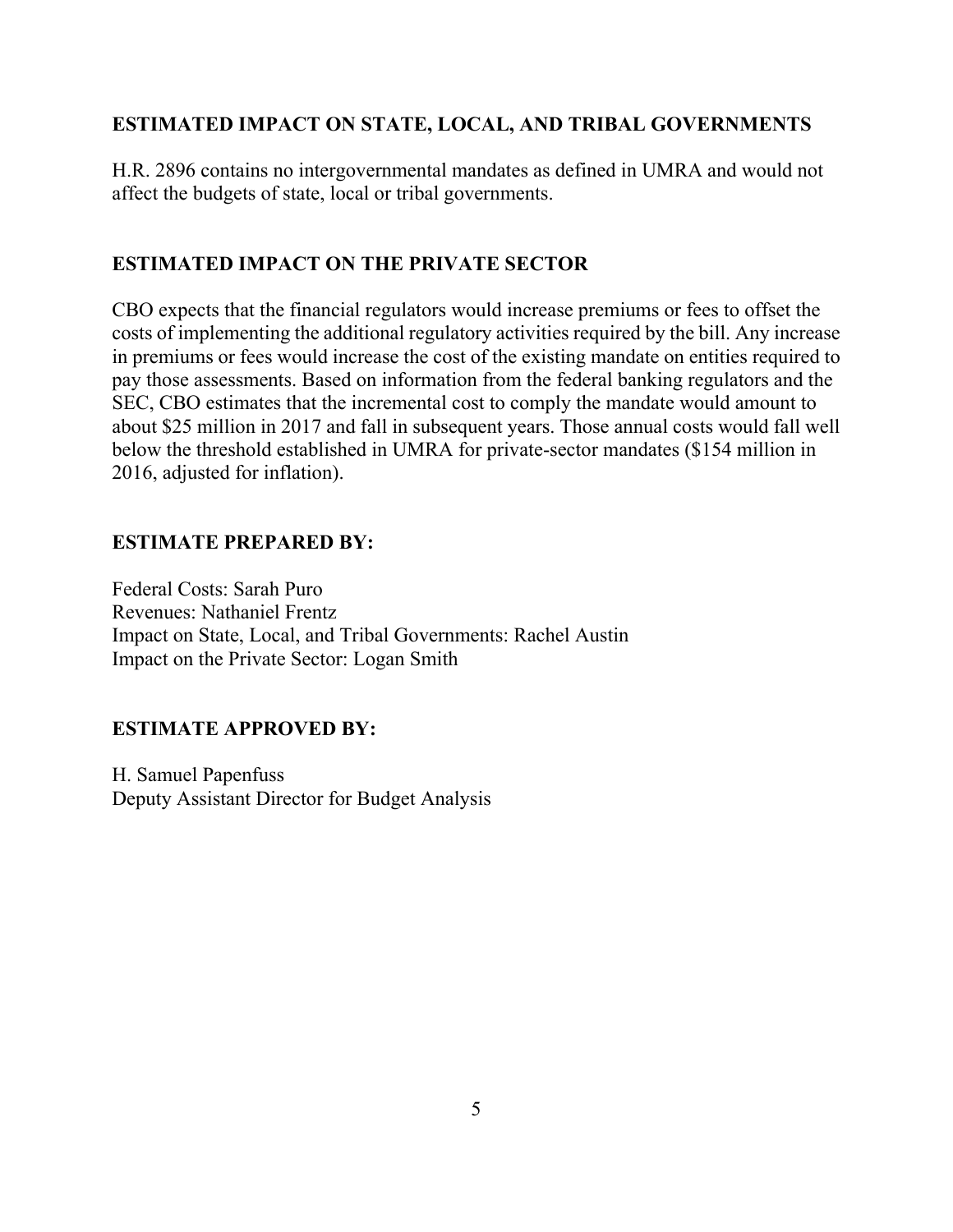## ESTIMATED IMPACT ON STATE, LOCAL, AND TRIBAL GOVERNMENTS

H.R. 2896 contains no intergovernmental mandates as defined in UMRA and would not affect the budgets of state, local or tribal governments.

## ESTIMATED IMPACT ON THE PRIVATE SECTOR

CBO expects that the financial regulators would increase premiums or fees to offset the costs of implementing the additional regulatory activities required by the bill. Any increase in premiums or fees would increase the cost of the existing mandate on entities required to pay those assessments. Based on information from the federal banking regulators and the SEC, CBO estimates that the incremental cost to comply the mandate would amount to about $25 million in 2017 and fall in subsequent years. Those annual costs would fall well below the threshold established in UMRA for private-sector mandates ($154 million in 2016, adjusted for inflation).

## ESTIMATE PREPARED BY:

Federal Costs: Sarah Puro
Revenues: Nathaniel Frentz
Impact on State, Local, and Tribal Governments: Rachel Austin
Impact on the Private Sector: Logan Smith

## ESTIMATE APPROVED BY:

H. Samuel Papenfuss
Deputy Assistant Director for Budget Analysis